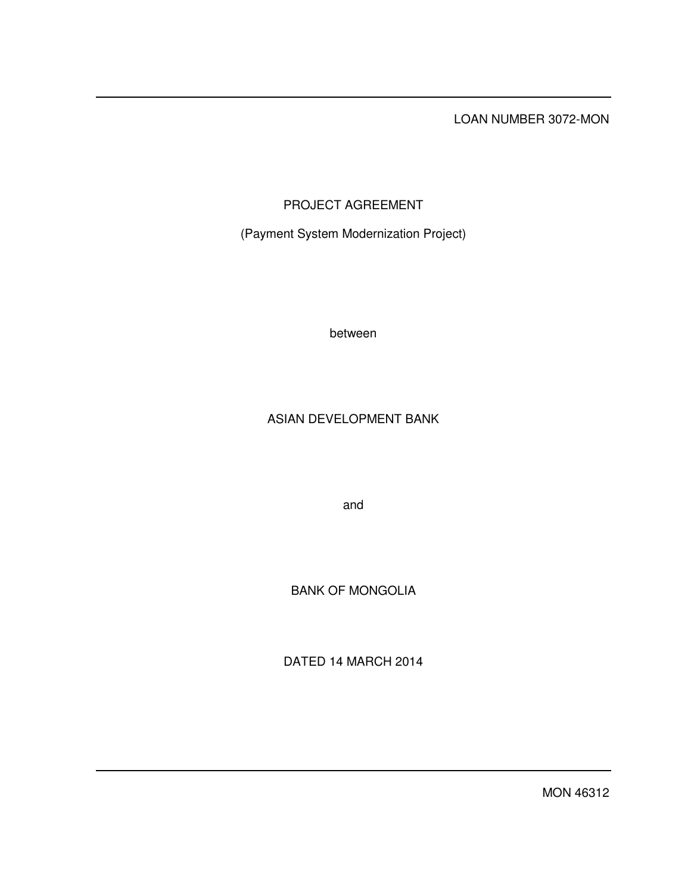LOAN NUMBER 3072-MON

# PROJECT AGREEMENT

(Payment System Modernization Project)

between

ASIAN DEVELOPMENT BANK

and

BANK OF MONGOLIA

DATED 14 MARCH 2014

MON 46312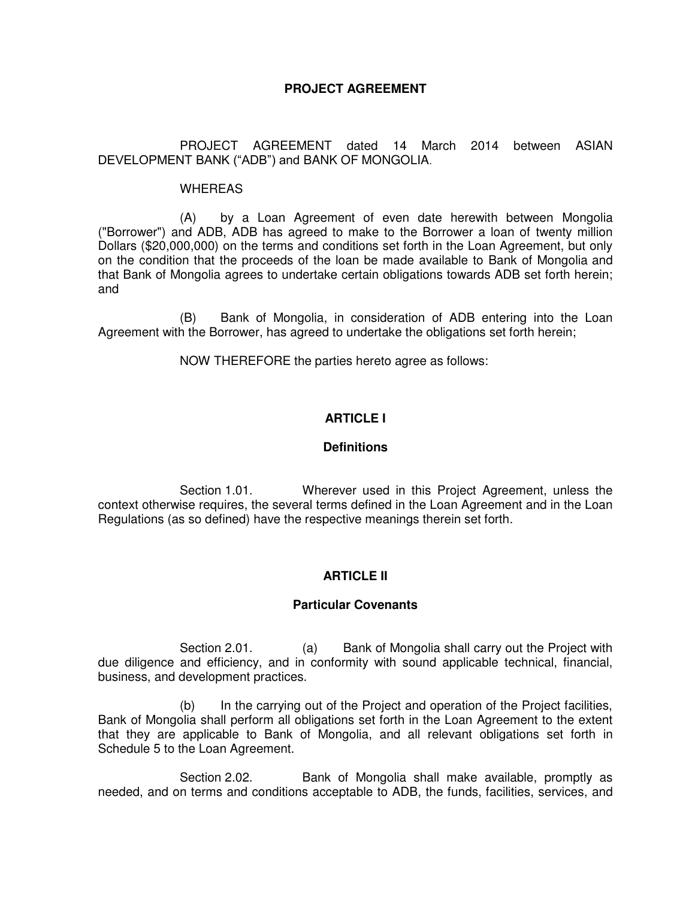# PROJECT AGREEMENT

PROJECT AGREEMENT dated 14 March 2014 between ASIAN DEVELOPMENT BANK ("ADB") and BANK OF MONGOLIA.

WHEREAS

(A) by a Loan Agreement of even date herewith between Mongolia ("Borrower") and ADB, ADB has agreed to make to the Borrower a loan of twenty million Dollars ($20,000,000) on the terms and conditions set forth in the Loan Agreement, but only on the condition that the proceeds of the loan be made available to Bank of Mongolia and that Bank of Mongolia agrees to undertake certain obligations towards ADB set forth herein; and

(B) Bank of Mongolia, in consideration of ADB entering into the Loan Agreement with the Borrower, has agreed to undertake the obligations set forth herein;

NOW THEREFORE the parties hereto agree as follows:

## ARTICLE I

### Definitions

Section 1.01. Wherever used in this Project Agreement, unless the context otherwise requires, the several terms defined in the Loan Agreement and in the Loan Regulations (as so defined) have the respective meanings therein set forth.

## ARTICLE II

### Particular Covenants

Section 2.01. (a) Bank of Mongolia shall carry out the Project with due diligence and efficiency, and in conformity with sound applicable technical, financial, business, and development practices.

(b) In the carrying out of the Project and operation of the Project facilities, Bank of Mongolia shall perform all obligations set forth in the Loan Agreement to the extent that they are applicable to Bank of Mongolia, and all relevant obligations set forth in Schedule 5 to the Loan Agreement.

Section 2.02. Bank of Mongolia shall make available, promptly as needed, and on terms and conditions acceptable to ADB, the funds, facilities, services, and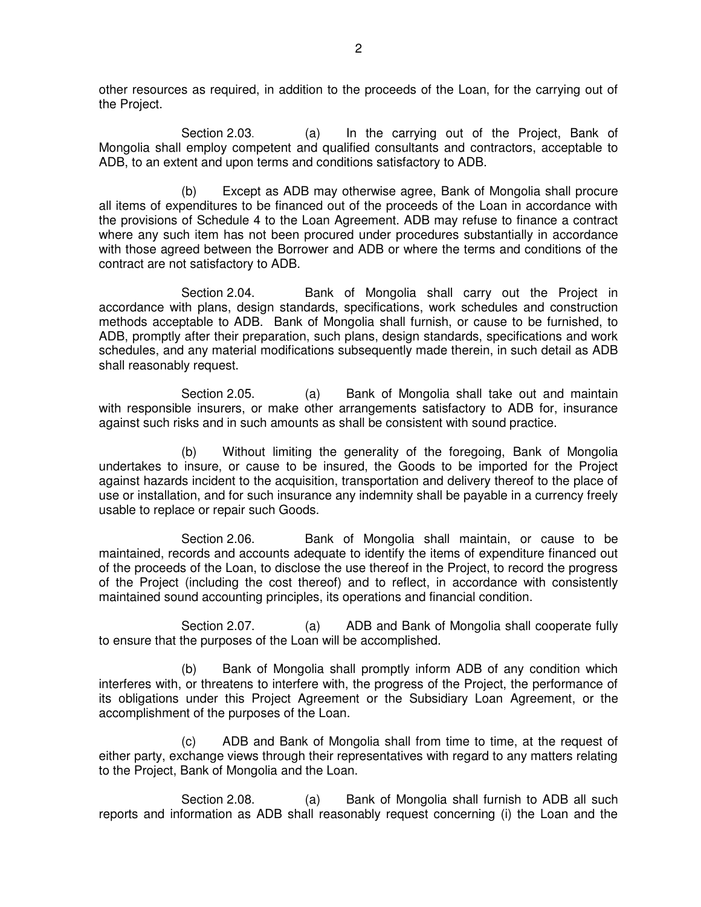other resources as required, in addition to the proceeds of the Loan, for the carrying out of the Project.

Section 2.03. (a) In the carrying out of the Project, Bank of Mongolia shall employ competent and qualified consultants and contractors, acceptable to ADB, to an extent and upon terms and conditions satisfactory to ADB.

(b) Except as ADB may otherwise agree, Bank of Mongolia shall procure all items of expenditures to be financed out of the proceeds of the Loan in accordance with the provisions of Schedule 4 to the Loan Agreement. ADB may refuse to finance a contract where any such item has not been procured under procedures substantially in accordance with those agreed between the Borrower and ADB or where the terms and conditions of the contract are not satisfactory to ADB.

Section 2.04. Bank of Mongolia shall carry out the Project in accordance with plans, design standards, specifications, work schedules and construction methods acceptable to ADB. Bank of Mongolia shall furnish, or cause to be furnished, to ADB, promptly after their preparation, such plans, design standards, specifications and work schedules, and any material modifications subsequently made therein, in such detail as ADB shall reasonably request.

Section 2.05. (a) Bank of Mongolia shall take out and maintain with responsible insurers, or make other arrangements satisfactory to ADB for, insurance against such risks and in such amounts as shall be consistent with sound practice.

(b) Without limiting the generality of the foregoing, Bank of Mongolia undertakes to insure, or cause to be insured, the Goods to be imported for the Project against hazards incident to the acquisition, transportation and delivery thereof to the place of use or installation, and for such insurance any indemnity shall be payable in a currency freely usable to replace or repair such Goods.

Section 2.06. Bank of Mongolia shall maintain, or cause to be maintained, records and accounts adequate to identify the items of expenditure financed out of the proceeds of the Loan, to disclose the use thereof in the Project, to record the progress of the Project (including the cost thereof) and to reflect, in accordance with consistently maintained sound accounting principles, its operations and financial condition.

Section 2.07. (a) ADB and Bank of Mongolia shall cooperate fully to ensure that the purposes of the Loan will be accomplished.

(b) Bank of Mongolia shall promptly inform ADB of any condition which interferes with, or threatens to interfere with, the progress of the Project, the performance of its obligations under this Project Agreement or the Subsidiary Loan Agreement, or the accomplishment of the purposes of the Loan.

(c) ADB and Bank of Mongolia shall from time to time, at the request of either party, exchange views through their representatives with regard to any matters relating to the Project, Bank of Mongolia and the Loan.

Section 2.08. (a) Bank of Mongolia shall furnish to ADB all such reports and information as ADB shall reasonably request concerning (i) the Loan and the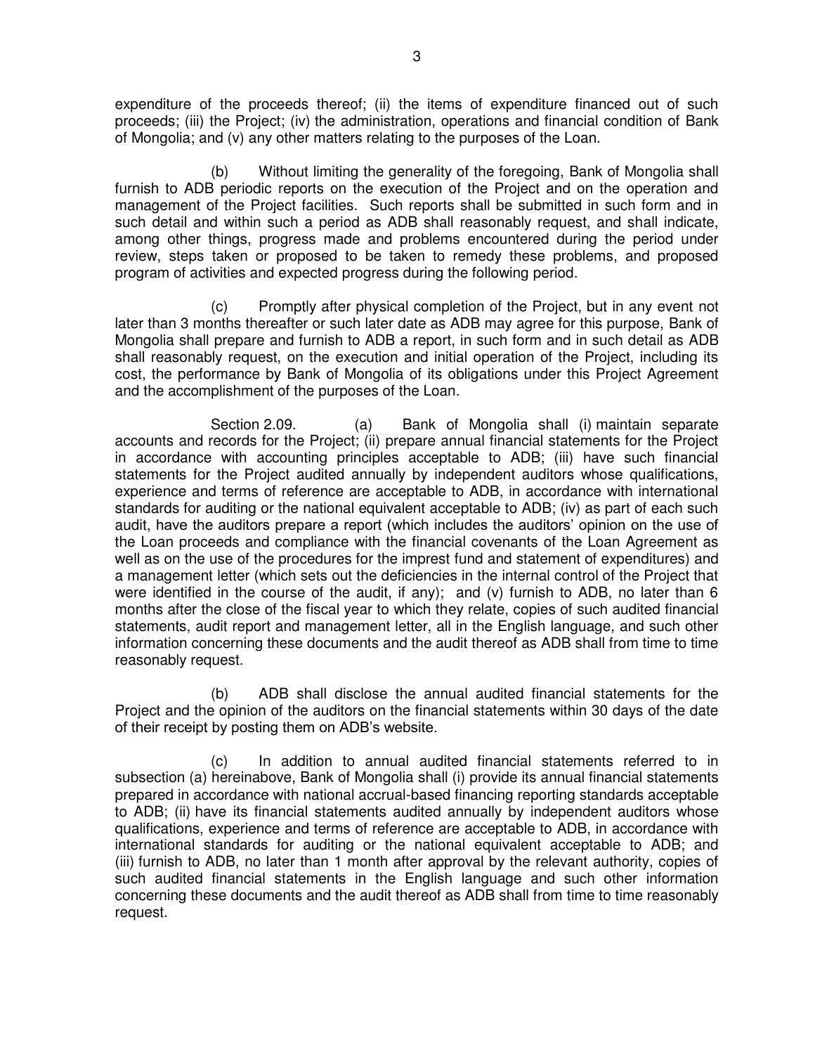expenditure of the proceeds thereof; (ii) the items of expenditure financed out of such proceeds; (iii) the Project; (iv) the administration, operations and financial condition of Bank of Mongolia; and (v) any other matters relating to the purposes of the Loan.

(b) Without limiting the generality of the foregoing, Bank of Mongolia shall furnish to ADB periodic reports on the execution of the Project and on the operation and management of the Project facilities. Such reports shall be submitted in such form and in such detail and within such a period as ADB shall reasonably request, and shall indicate, among other things, progress made and problems encountered during the period under review, steps taken or proposed to be taken to remedy these problems, and proposed program of activities and expected progress during the following period.

(c) Promptly after physical completion of the Project, but in any event not later than 3 months thereafter or such later date as ADB may agree for this purpose, Bank of Mongolia shall prepare and furnish to ADB a report, in such form and in such detail as ADB shall reasonably request, on the execution and initial operation of the Project, including its cost, the performance by Bank of Mongolia of its obligations under this Project Agreement and the accomplishment of the purposes of the Loan.

Section 2.09. (a) Bank of Mongolia shall (i) maintain separate accounts and records for the Project; (ii) prepare annual financial statements for the Project in accordance with accounting principles acceptable to ADB; (iii) have such financial statements for the Project audited annually by independent auditors whose qualifications, experience and terms of reference are acceptable to ADB, in accordance with international standards for auditing or the national equivalent acceptable to ADB; (iv) as part of each such audit, have the auditors prepare a report (which includes the auditors' opinion on the use of the Loan proceeds and compliance with the financial covenants of the Loan Agreement as well as on the use of the procedures for the imprest fund and statement of expenditures) and a management letter (which sets out the deficiencies in the internal control of the Project that were identified in the course of the audit, if any); and (v) furnish to ADB, no later than 6 months after the close of the fiscal year to which they relate, copies of such audited financial statements, audit report and management letter, all in the English language, and such other information concerning these documents and the audit thereof as ADB shall from time to time reasonably request.

(b) ADB shall disclose the annual audited financial statements for the Project and the opinion of the auditors on the financial statements within 30 days of the date of their receipt by posting them on ADB's website.

(c) In addition to annual audited financial statements referred to in subsection (a) hereinabove, Bank of Mongolia shall (i) provide its annual financial statements prepared in accordance with national accrual-based financing reporting standards acceptable to ADB; (ii) have its financial statements audited annually by independent auditors whose qualifications, experience and terms of reference are acceptable to ADB, in accordance with international standards for auditing or the national equivalent acceptable to ADB; and (iii) furnish to ADB, no later than 1 month after approval by the relevant authority, copies of such audited financial statements in the English language and such other information concerning these documents and the audit thereof as ADB shall from time to time reasonably request.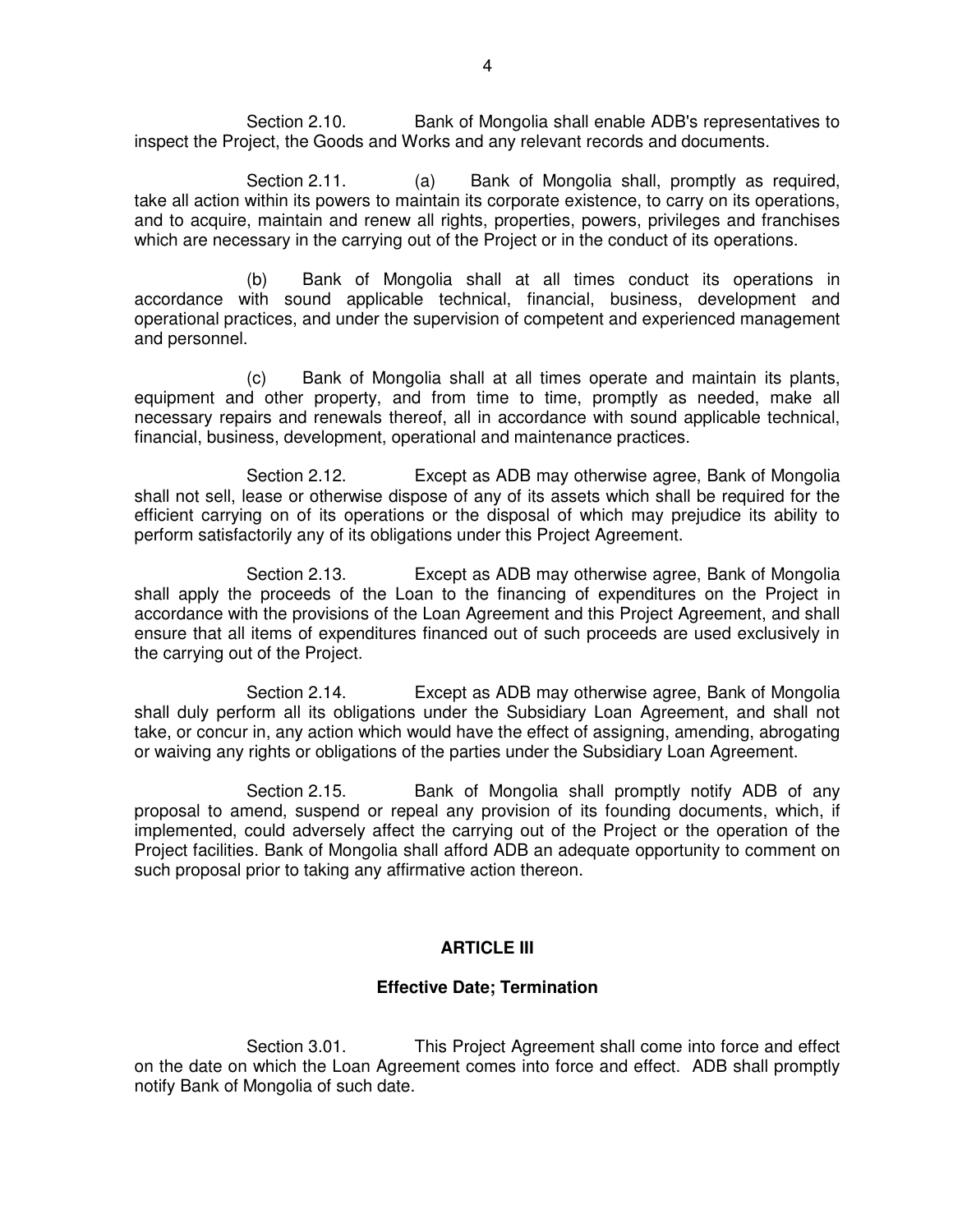Section 2.10. Bank of Mongolia shall enable ADB's representatives to inspect the Project, the Goods and Works and any relevant records and documents.

Section 2.11. (a) Bank of Mongolia shall, promptly as required, take all action within its powers to maintain its corporate existence, to carry on its operations, and to acquire, maintain and renew all rights, properties, powers, privileges and franchises which are necessary in the carrying out of the Project or in the conduct of its operations.

(b) Bank of Mongolia shall at all times conduct its operations in accordance with sound applicable technical, financial, business, development and operational practices, and under the supervision of competent and experienced management and personnel.

(c) Bank of Mongolia shall at all times operate and maintain its plants, equipment and other property, and from time to time, promptly as needed, make all necessary repairs and renewals thereof, all in accordance with sound applicable technical, financial, business, development, operational and maintenance practices.

Section 2.12. Except as ADB may otherwise agree, Bank of Mongolia shall not sell, lease or otherwise dispose of any of its assets which shall be required for the efficient carrying on of its operations or the disposal of which may prejudice its ability to perform satisfactorily any of its obligations under this Project Agreement.

Section 2.13. Except as ADB may otherwise agree, Bank of Mongolia shall apply the proceeds of the Loan to the financing of expenditures on the Project in accordance with the provisions of the Loan Agreement and this Project Agreement, and shall ensure that all items of expenditures financed out of such proceeds are used exclusively in the carrying out of the Project.

Section 2.14. Except as ADB may otherwise agree, Bank of Mongolia shall duly perform all its obligations under the Subsidiary Loan Agreement, and shall not take, or concur in, any action which would have the effect of assigning, amending, abrogating or waiving any rights or obligations of the parties under the Subsidiary Loan Agreement.

Section 2.15. Bank of Mongolia shall promptly notify ADB of any proposal to amend, suspend or repeal any provision of its founding documents, which, if implemented, could adversely affect the carrying out of the Project or the operation of the Project facilities. Bank of Mongolia shall afford ADB an adequate opportunity to comment on such proposal prior to taking any affirmative action thereon.

## ARTICLE III

### Effective Date; Termination

Section 3.01. This Project Agreement shall come into force and effect on the date on which the Loan Agreement comes into force and effect. ADB shall promptly notify Bank of Mongolia of such date.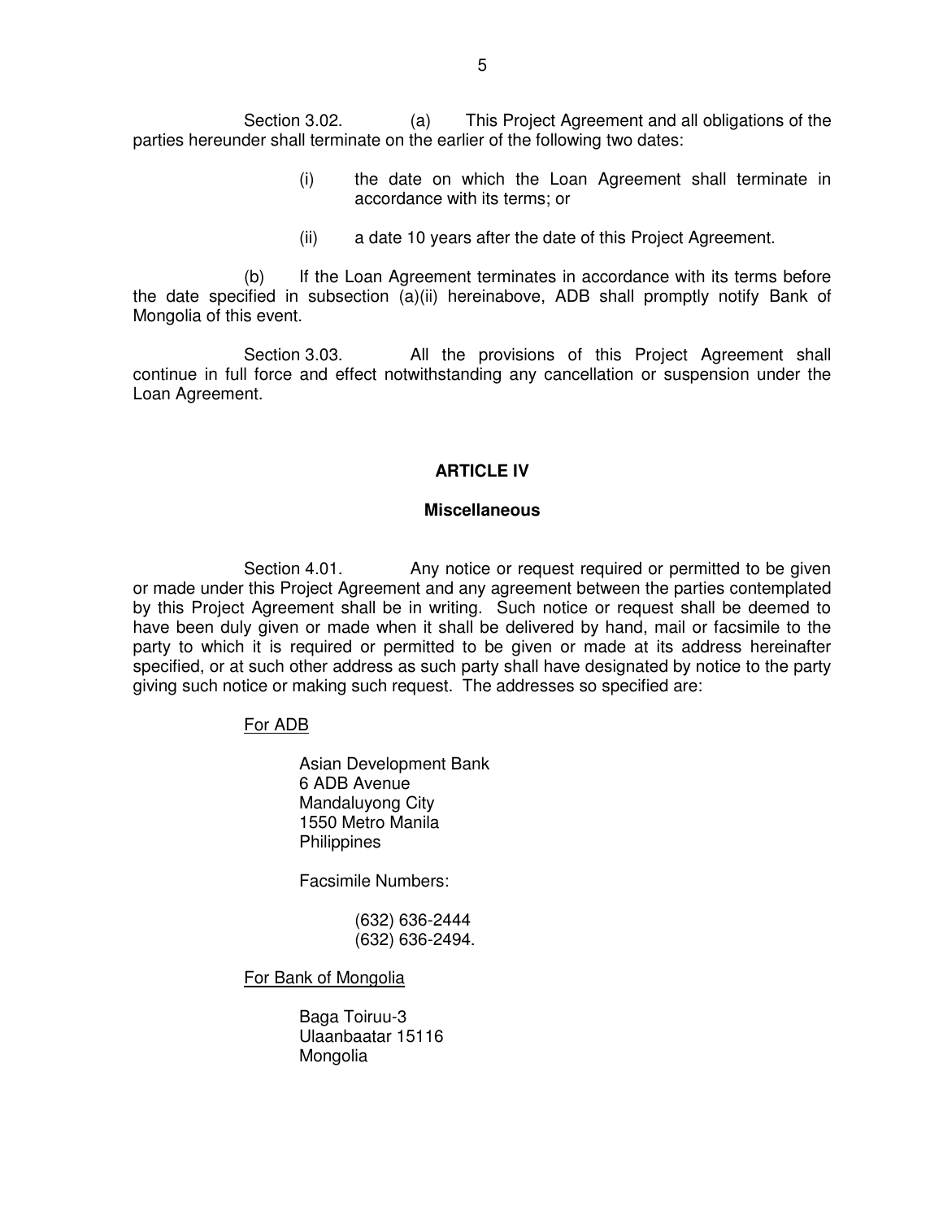Section 3.02. (a) This Project Agreement and all obligations of the parties hereunder shall terminate on the earlier of the following two dates:

(i) the date on which the Loan Agreement shall terminate in accordance with its terms; or

(ii) a date 10 years after the date of this Project Agreement.

(b) If the Loan Agreement terminates in accordance with its terms before the date specified in subsection (a)(ii) hereinabove, ADB shall promptly notify Bank of Mongolia of this event.

Section 3.03. All the provisions of this Project Agreement shall continue in full force and effect notwithstanding any cancellation or suspension under the Loan Agreement.

## ARTICLE IV

### Miscellaneous

Section 4.01. Any notice or request required or permitted to be given or made under this Project Agreement and any agreement between the parties contemplated by this Project Agreement shall be in writing. Such notice or request shall be deemed to have been duly given or made when it shall be delivered by hand, mail or facsimile to the party to which it is required or permitted to be given or made at its address hereinafter specified, or at such other address as such party shall have designated by notice to the party giving such notice or making such request. The addresses so specified are:

For ADB

Asian Development Bank
6 ADB Avenue
Mandaluyong City
1550 Metro Manila
Philippines

Facsimile Numbers:

(632) 636-2444
(632) 636-2494.

For Bank of Mongolia

Baga Toiruu-3
Ulaanbaatar 15116
Mongolia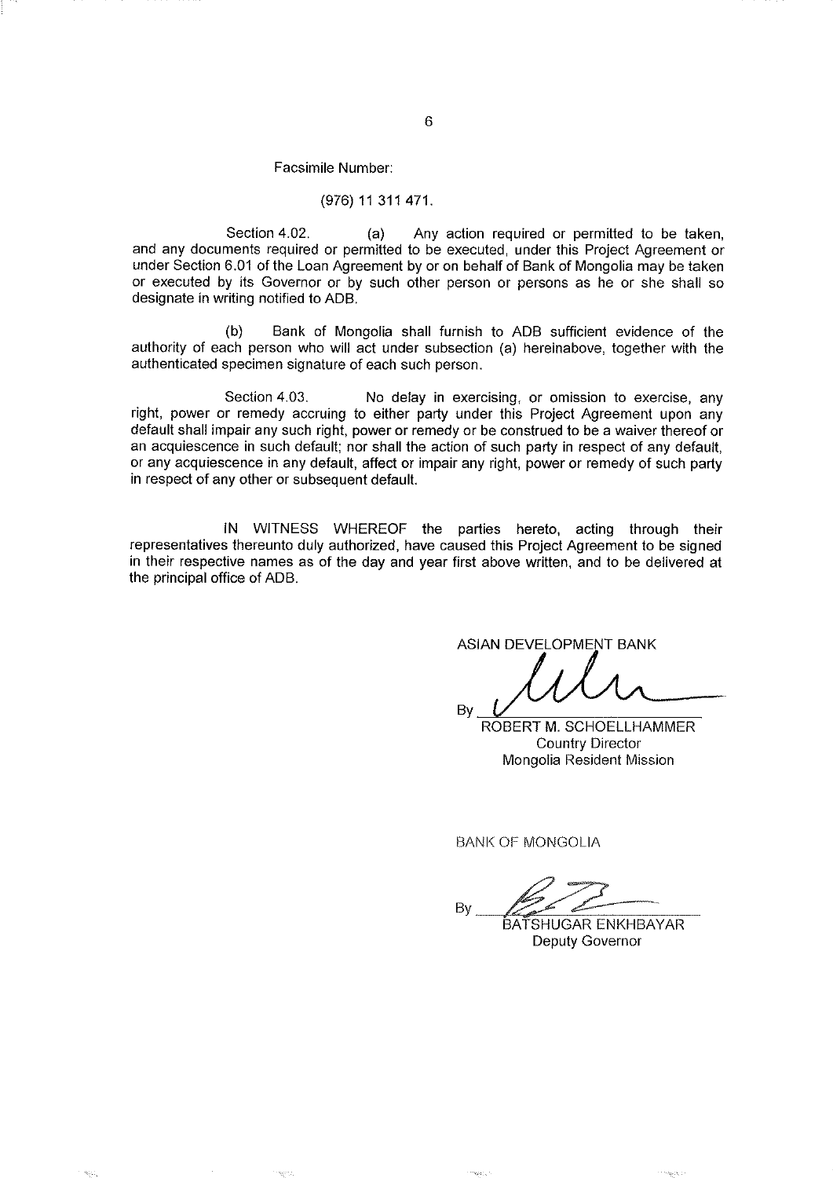Facsimile Number:

(976) 11 311 471.

Section 4.02. (a) Any action required or permitted to be taken, and any documents required or permitted to be executed, under this Project Agreement or under Section 6.01 of the Loan Agreement by or on behalf of Bank of Mongolia may be taken or executed by its Governor or by such other person or persons as he or she shall so designate in writing notified to ADB.

(b) Bank of Mongolia shall furnish to ADB sufficient evidence of the authority of each person who will act under subsection (a) hereinabove, together with the authenticated specimen signature of each such person.

Section 4.03. No delay in exercising, or omission to exercise, any right, power or remedy accruing to either party under this Project Agreement upon any default shall impair any such right, power or remedy or be construed to be a waiver thereof or an acquiescence in such default; nor shall the action of such party in respect of any default, or any acquiescence in any default, affect or impair any right, power or remedy of such party in respect of any other or subsequent default.

IN WITNESS WHEREOF the parties hereto, acting through their representatives thereunto duly authorized, have caused this Project Agreement to be signed in their respective names as of the day and year first above written, and to be delivered at the principal office of ADB.

ASIAN DEVELOPMENT BANK

By ________________

ROBERT M. SCHOELLHAMMER
Country Director
Mongolia Resident Mission

BANK OF MONGOLIA

By ________________

BATSHUGAR ENKHBAYAR
Deputy Governor